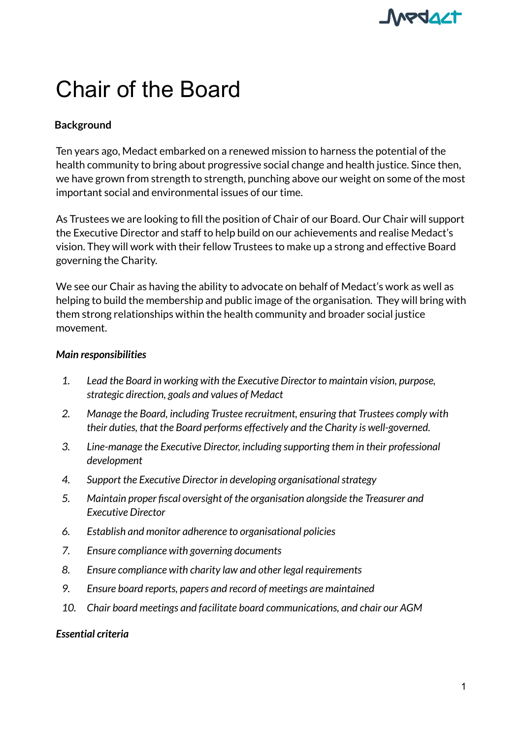# Chair of the Board

**Background**

Ten years ago, Medact embarked on a renewed mission to harness the potential of the health community to bring about progressive social change and health justice. Since then, we have grown from strength to strength, punching above our weight on some of the most important social and environmental issues of our time.

As Trustees we are looking to fill the position of Chair of our Board. Our Chair will support the Executive Director and staff to help build on our achievements and realise Medact's vision. They will work with their fellow Trustees to make up a strong and effective Board governing the Charity.

We see our Chair as having the ability to advocate on behalf of Medact's work as well as helping to build the membership and public image of the organisation. They will bring with them strong relationships within the health community and broader social justice movement.

***Main responsibilities***

1. *Lead the Board in working with the Executive Director to maintain vision, purpose, strategic direction, goals and values of Medact*
2. *Manage the Board, including Trustee recruitment, ensuring that Trustees comply with their duties, that the Board performs effectively and the Charity is well-governed.*
3. *Line-manage the Executive Director, including supporting them in their professional development*
4. *Support the Executive Director in developing organisational strategy*
5. *Maintain proper fiscal oversight of the organisation alongside the Treasurer and Executive Director*
6. *Establish and monitor adherence to organisational policies*
7. *Ensure compliance with governing documents*
8. *Ensure compliance with charity law and other legal requirements*
9. *Ensure board reports, papers and record of meetings are maintained*
10. *Chair board meetings and facilitate board communications, and chair our AGM*

***Essential criteria***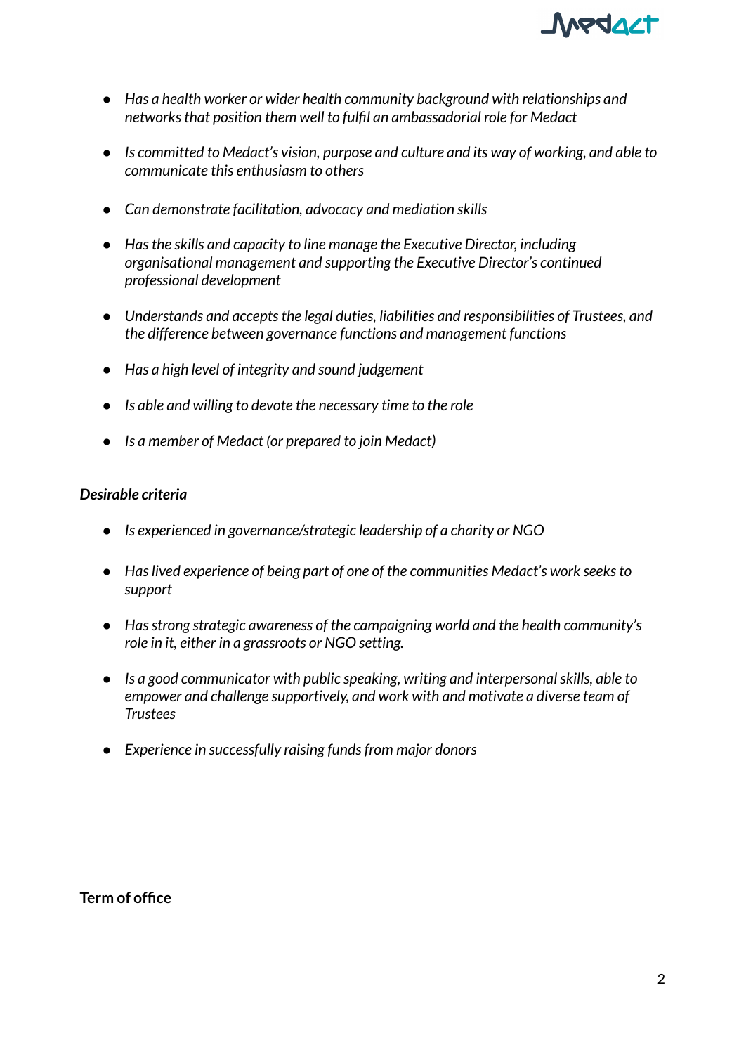- *Has a health worker or wider health community background with relationships and networks that position them well to fulfil an ambassadorial role for Medact*
- *Is committed to Medact's vision, purpose and culture and its way of working, and able to communicate this enthusiasm to others*
- *Can demonstrate facilitation, advocacy and mediation skills*
- *Has the skills and capacity to line manage the Executive Director, including organisational management and supporting the Executive Director's continued professional development*
- *Understands and accepts the legal duties, liabilities and responsibilities of Trustees, and the difference between governance functions and management functions*
- *Has a high level of integrity and sound judgement*
- *Is able and willing to devote the necessary time to the role*
- *Is a member of Medact (or prepared to join Medact)*

***Desirable criteria***

- *Is experienced in governance/strategic leadership of a charity or NGO*
- *Has lived experience of being part of one of the communities Medact's work seeks to support*
- *Has strong strategic awareness of the campaigning world and the health community's role in it, either in a grassroots or NGO setting.*
- *Is a good communicator with public speaking, writing and interpersonal skills, able to empower and challenge supportively, and work with and motivate a diverse team of Trustees*
- *Experience in successfully raising funds from major donors*

**Term of office**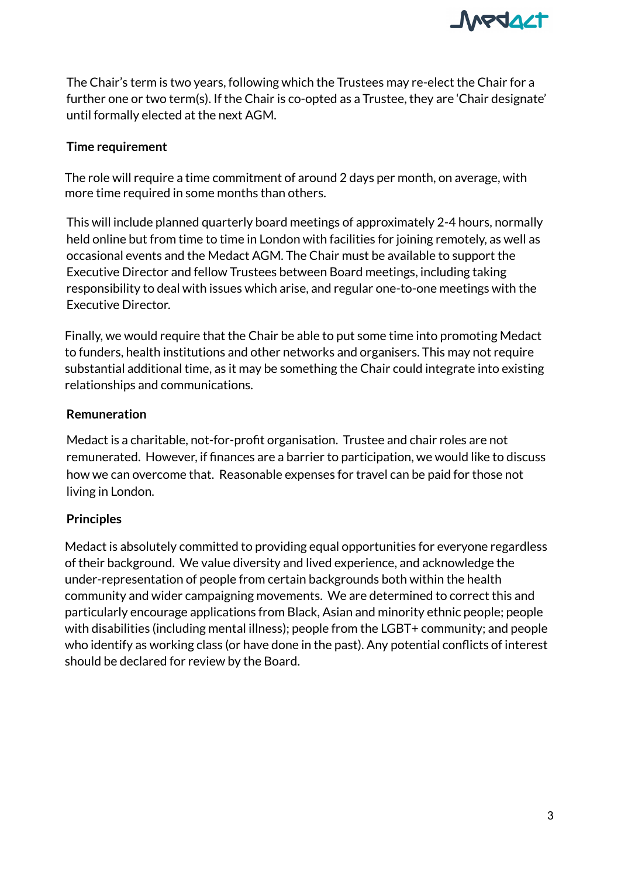The Chair's term is two years, following which the Trustees may re-elect the Chair for a further one or two term(s). If the Chair is co-opted as a Trustee, they are 'Chair designate' until formally elected at the next AGM.

**Time requirement**

The role will require a time commitment of around 2 days per month, on average, with more time required in some months than others.

This will include planned quarterly board meetings of approximately 2-4 hours, normally held online but from time to time in London with facilities for joining remotely, as well as occasional events and the Medact AGM. The Chair must be available to support the Executive Director and fellow Trustees between Board meetings, including taking responsibility to deal with issues which arise, and regular one-to-one meetings with the Executive Director.

Finally, we would require that the Chair be able to put some time into promoting Medact to funders, health institutions and other networks and organisers. This may not require substantial additional time, as it may be something the Chair could integrate into existing relationships and communications.

**Remuneration**

Medact is a charitable, not-for-profit organisation. Trustee and chair roles are not remunerated. However, if finances are a barrier to participation, we would like to discuss how we can overcome that. Reasonable expenses for travel can be paid for those not living in London.

**Principles**

Medact is absolutely committed to providing equal opportunities for everyone regardless of their background. We value diversity and lived experience, and acknowledge the under-representation of people from certain backgrounds both within the health community and wider campaigning movements. We are determined to correct this and particularly encourage applications from Black, Asian and minority ethnic people; people with disabilities (including mental illness); people from the LGBT+ community; and people who identify as working class (or have done in the past). Any potential conflicts of interest should be declared for review by the Board.